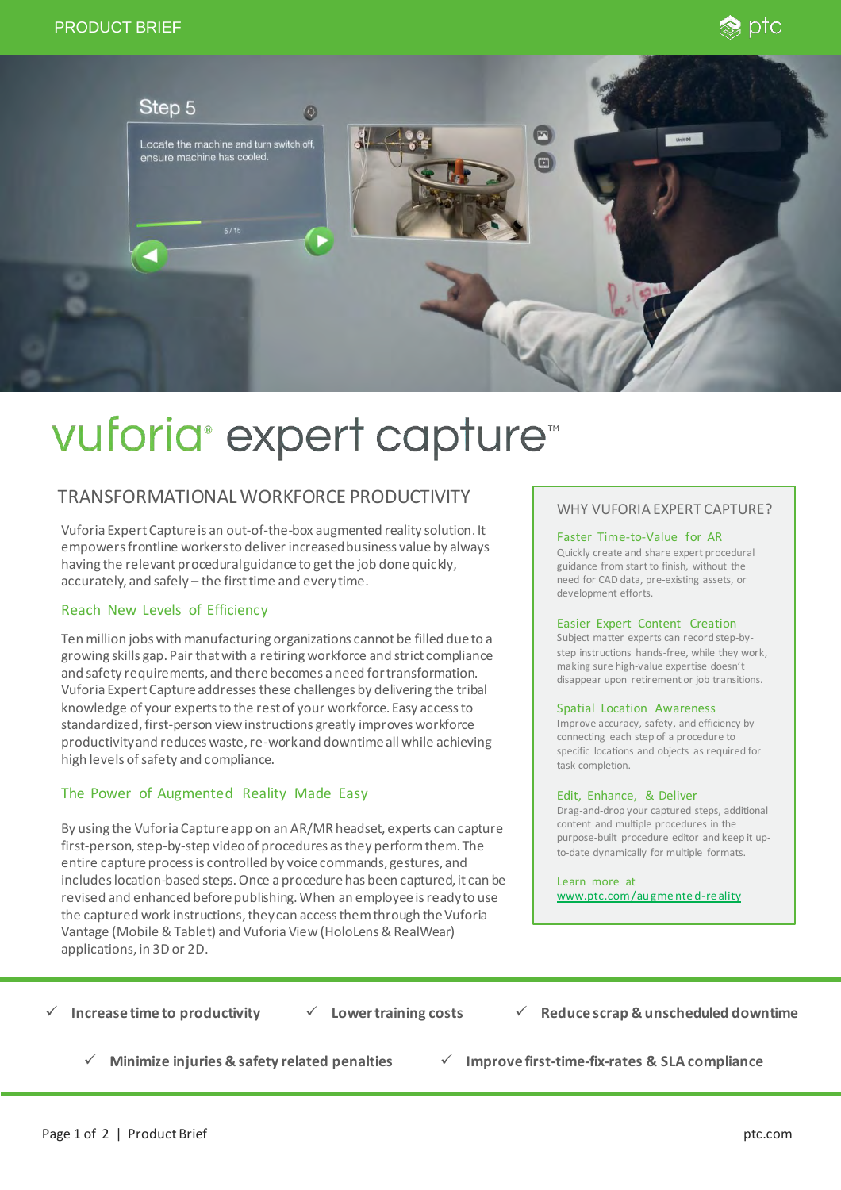PRODUCT BRIEF

# vuforia® expert capture™

## TRANSFORMATIONAL WORKFORCE PRODUCTIVITY

Vuforia Expert Capture is an out-of-the-box augmented reality solution. It empowers frontline workers to deliver increased business value by always having the relevant procedural guidance to get the job done quickly, accurately, and safely – the first time and every time.

### Reach New Levels of Efficiency

Ten million jobs with manufacturing organizations cannot be filled due to a growing skills gap. Pair that with a retiring workforce and strict compliance and safety requirements, and there becomes a need for transformation. Vuforia Expert Capture addresses these challenges by delivering the tribal knowledge of your experts to the rest of your workforce. Easy access to standardized, first-person view instructions greatly improves workforce productivity and reduces waste, re-work and downtime all while achieving high levels of safety and compliance.

### The Power of Augmented Reality Made Easy

By using the Vuforia Capture app on an AR/MR headset, experts can capture first-person, step-by-step video of procedures as they perform them. The entire capture process is controlled by voice commands, gestures, and includes location-based steps. Once a procedure has been captured, it can be revised and enhanced before publishing. When an employee is ready to use the captured work instructions, they can access them through the Vuforia Vantage (Mobile & Tablet) and Vuforia View (HoloLens & RealWear) applications, in 3D or 2D.

## WHY VUFORIA EXPERT CAPTURE?

### Faster Time-to-Value for AR

Quickly create and share expert procedural guidance from start to finish, without the need for CAD data, pre-existing assets, or development efforts.

### Easier Expert Content Creation

Subject matter experts can record step-by-step instructions hands-free, while they work, making sure high-value expertise doesn't disappear upon retirement or job transitions.

### Spatial Location Awareness

Improve accuracy, safety, and efficiency by connecting each step of a procedure to specific locations and objects as required for task completion.

### Edit, Enhance, & Deliver

Drag-and-drop your captured steps, additional content and multiple procedures in the purpose-built procedure editor and keep it up-to-date dynamically for multiple formats.

Learn more at www.ptc.com/augmented-reality

---

- ✓ **Increase time to productivity**
- ✓ **Lower training costs**
- ✓ **Reduce scrap & unscheduled downtime**
- ✓ **Minimize injuries & safety related penalties**
- ✓ **Improve first-time-fix-rates & SLA compliance**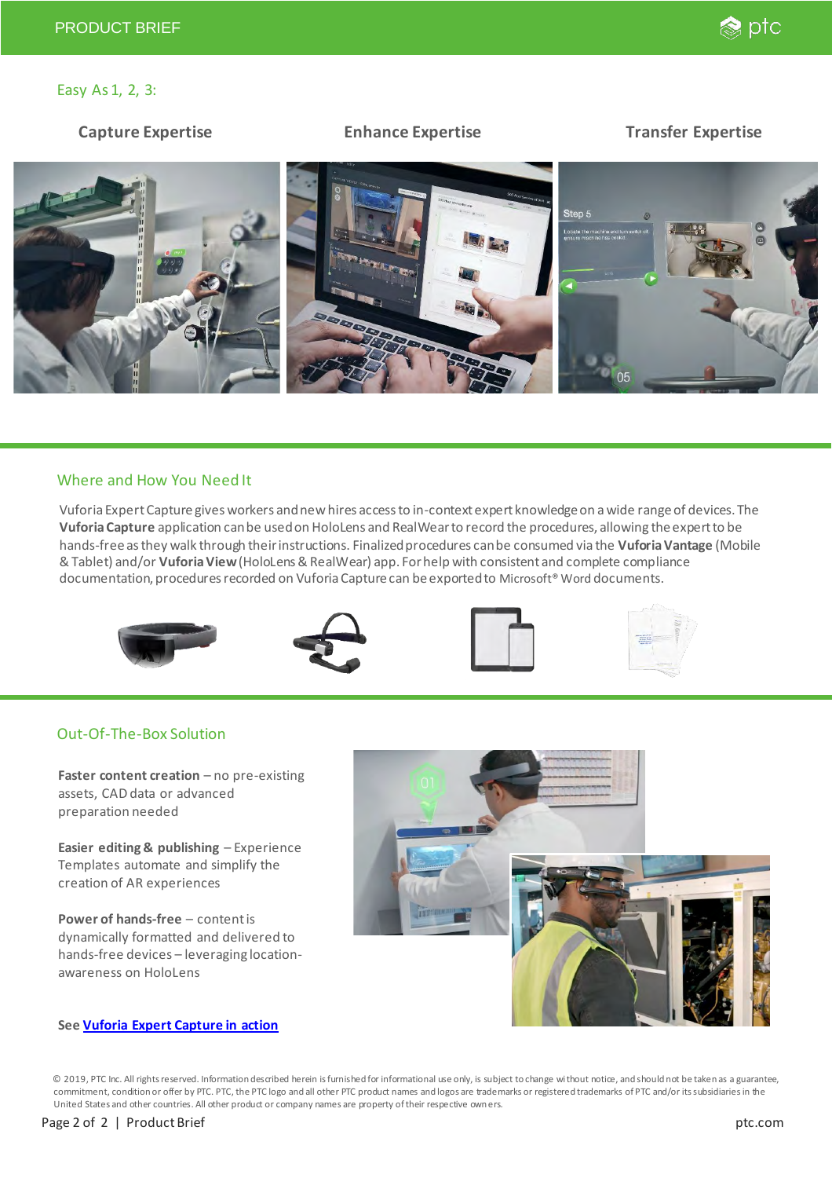## Easy As 1, 2, 3:

**Capture Expertise** | **Enhance Expertise** | **Transfer Expertise**

## Where and How You Need It

Vuforia Expert Capture gives workers and new hires access to in-context expert knowledge on a wide range of devices. The **Vuforia Capture** application can be used on HoloLens and RealWear to record the procedures, allowing the expert to be hands-free as they walk through their instructions. Finalized procedures can be consumed via the **Vuforia Vantage** (Mobile & Tablet) and/or **Vuforia View** (HoloLens & RealWear) app. For help with consistent and complete compliance documentation, procedures recorded on Vuforia Capture can be exported to Microsoft® Word documents.

## Out-Of-The-Box Solution

**Faster content creation** – no pre-existing assets, CAD data or advanced preparation needed

**Easier editing & publishing** – Experience Templates automate and simplify the creation of AR experiences

**Power of hands-free** – content is dynamically formatted and delivered to hands-free devices – leveraging location-awareness on HoloLens

See [Vuforia Expert Capture in action]()

© 2019, PTC Inc. All rights reserved. Information described herein is furnished for informational use only, is subject to change without notice, and should not be taken as a guarantee, commitment, condition or offer by PTC. PTC, the PTC logo and all other PTC product names and logos are trademarks or registered trademarks of PTC and/or its subsidiaries in the United States and other countries. All other product or company names are property of their respective owners.